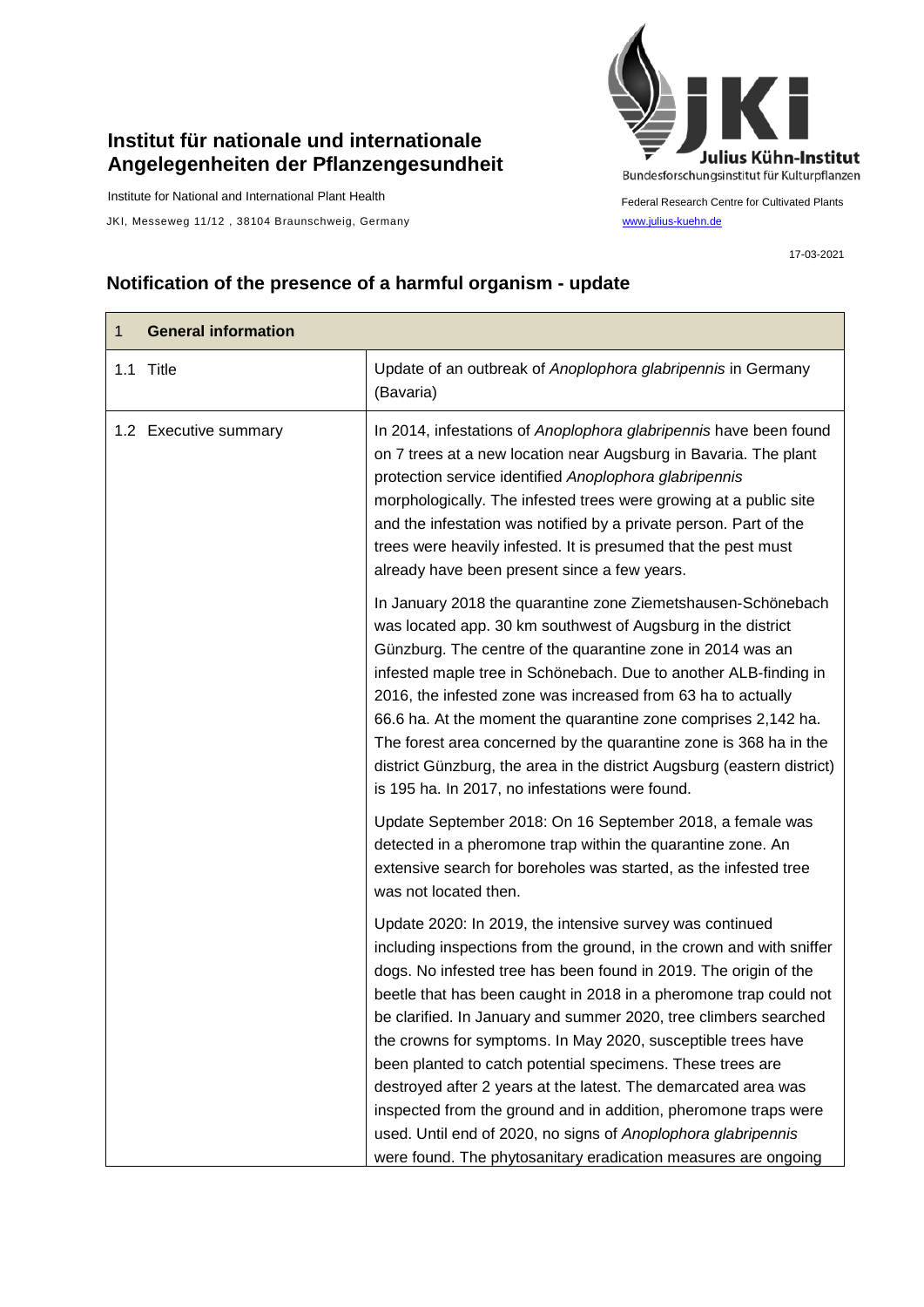**Institut für nationale und internationale Angelegenheiten der Pflanzengesundheit**

Institute for National and International Plant Health

JKI, Messeweg 11/12 , 38104 Braunschweig, Germany

Julius Kühn-Institut
Bundesforschungsinstitut für Kulturpflanzen

Federal Research Centre for Cultivated Plants
www.julius-kuehn.de

17-03-2021

## Notification of the presence of a harmful organism - update

| 1 General information | |
|---|---|
| 1.1 Title | Update of an outbreak of *Anoplophora glabripennis* in Germany (Bavaria) |
| 1.2 Executive summary | In 2014, infestations of *Anoplophora glabripennis* have been found on 7 trees at a new location near Augsburg in Bavaria. The plant protection service identified *Anoplophora glabripennis* morphologically. The infested trees were growing at a public site and the infestation was notified by a private person. Part of the trees were heavily infested. It is presumed that the pest must already have been present since a few years.<br><br>In January 2018 the quarantine zone Ziemetshausen-Schönebach was located app. 30 km southwest of Augsburg in the district Günzburg. The centre of the quarantine zone in 2014 was an infested maple tree in Schönebach. Due to another ALB-finding in 2016, the infested zone was increased from 63 ha to actually 66.6 ha. At the moment the quarantine zone comprises 2,142 ha. The forest area concerned by the quarantine zone is 368 ha in the district Günzburg, the area in the district Augsburg (eastern district) is 195 ha. In 2017, no infestations were found.<br><br>Update September 2018: On 16 September 2018, a female was detected in a pheromone trap within the quarantine zone. An extensive search for boreholes was started, as the infested tree was not located then.<br><br>Update 2020: In 2019, the intensive survey was continued including inspections from the ground, in the crown and with sniffer dogs. No infested tree has been found in 2019. The origin of the beetle that has been caught in 2018 in a pheromone trap could not be clarified. In January and summer 2020, tree climbers searched the crowns for symptoms. In May 2020, susceptible trees have been planted to catch potential specimens. These trees are destroyed after 2 years at the latest. The demarcated area was inspected from the ground and in addition, pheromone traps were used. Until end of 2020, no signs of *Anoplophora glabripennis* were found. The phytosanitary eradication measures are ongoing |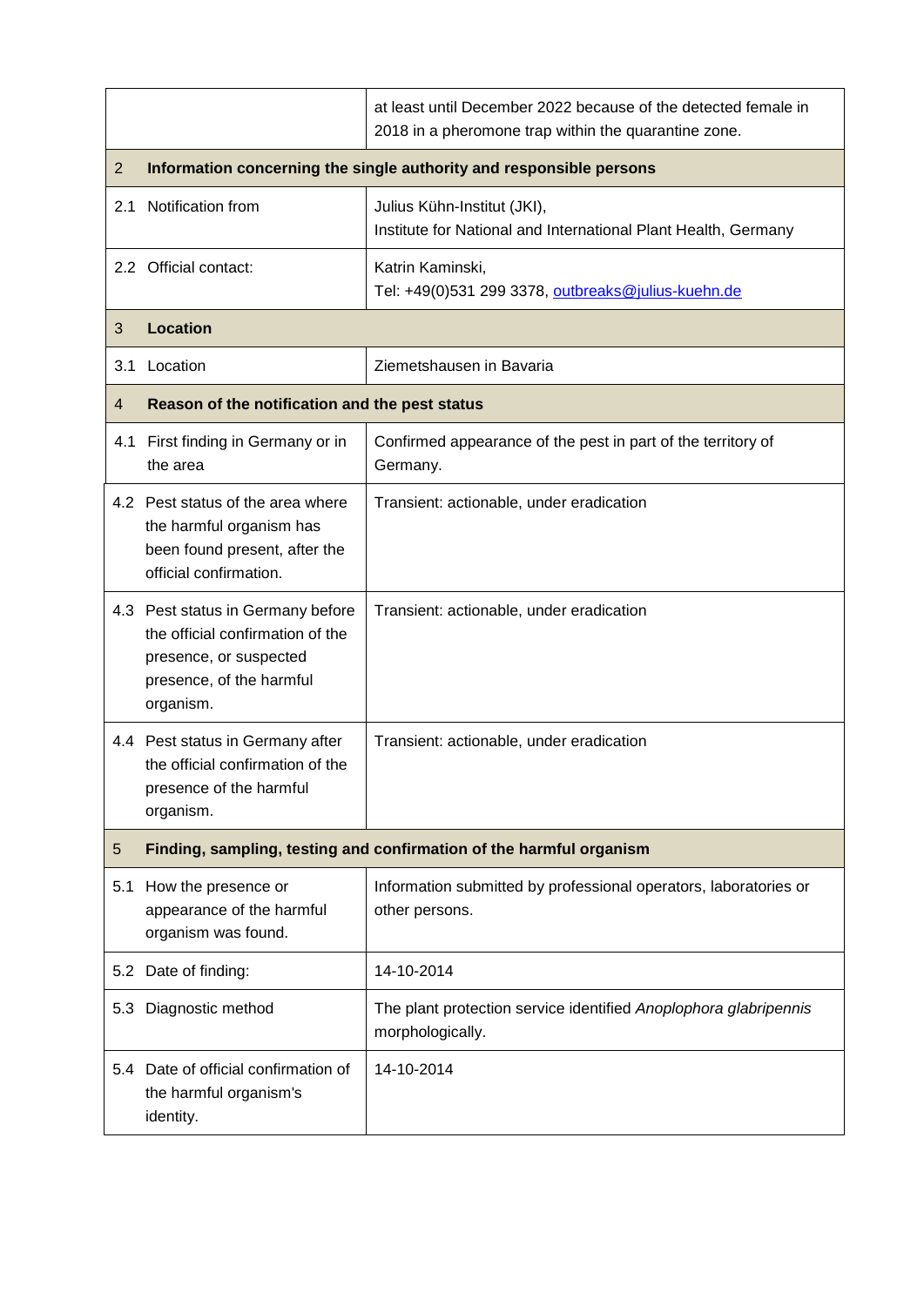| | |
|---|---|
| | at least until December 2022 because of the detected female in 2018 in a pheromone trap within the quarantine zone. |
| **2 Information concerning the single authority and responsible persons** | |
| 2.1 Notification from | Julius Kühn-Institut (JKI), Institute for National and International Plant Health, Germany |
| 2.2 Official contact: | Katrin Kaminski, Tel: +49(0)531 299 3378, outbreaks@julius-kuehn.de |
| **3 Location** | |
| 3.1 Location | Ziemetshausen in Bavaria |
| **4 Reason of the notification and the pest status** | |
| 4.1 First finding in Germany or in the area | Confirmed appearance of the pest in part of the territory of Germany. |
| 4.2 Pest status of the area where the harmful organism has been found present, after the official confirmation. | Transient: actionable, under eradication |
| 4.3 Pest status in Germany before the official confirmation of the presence, or suspected presence, of the harmful organism. | Transient: actionable, under eradication |
| 4.4 Pest status in Germany after the official confirmation of the presence of the harmful organism. | Transient: actionable, under eradication |
| **5 Finding, sampling, testing and confirmation of the harmful organism** | |
| 5.1 How the presence or appearance of the harmful organism was found. | Information submitted by professional operators, laboratories or other persons. |
| 5.2 Date of finding: | 14-10-2014 |
| 5.3 Diagnostic method | The plant protection service identified *Anoplophora glabripennis* morphologically. |
| 5.4 Date of official confirmation of the harmful organism's identity. | 14-10-2014 |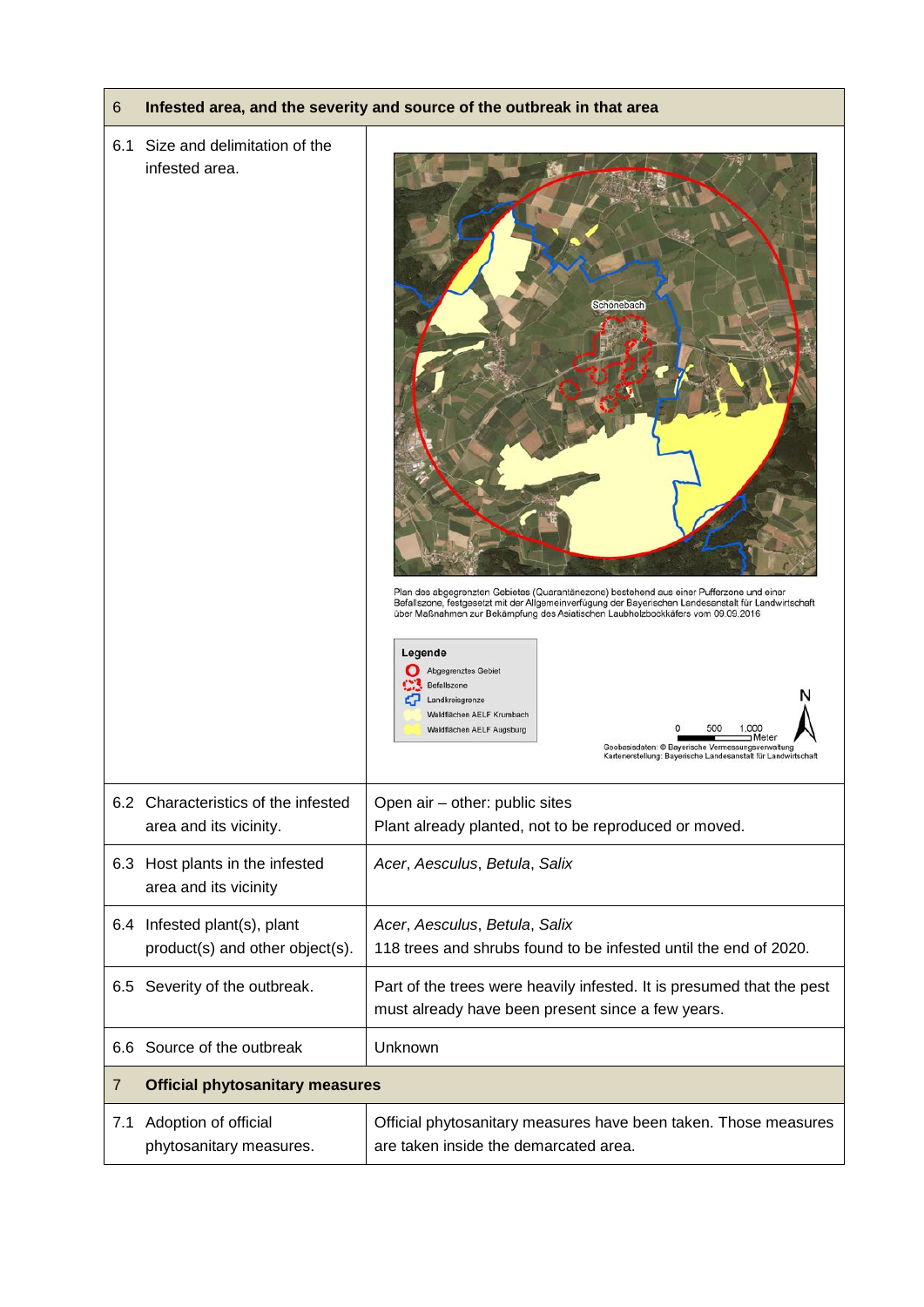| 6 | Infested area, and the severity and source of the outbreak in that area |
|---|---|
| 6.1 Size and delimitation of the infested area. | Plan des abgegrenzten Gebietes (Quarantänezone) bestehend aus einer Pufferzone und einer Befallszone, festgesetzt mit der Allgemeinverfügung der Bayerischen Landesanstalt für Landwirtschaft über Maßnahmen zur Bekämpfung des Asiatischen Laubholzbockkäfers vom 09.09.2016<br><br>Legende: Abgegrenztes Gebiet; Befallszone; Landkreisgrenze; Waldflächen AELF Krumbach; Waldflächen AELF Augsburg<br><br>Geobasisdaten: © Bayerische Vermessungsverwaltung<br>Kartenerstellung: Bayerische Landesanstalt für Landwirtschaft |
| 6.2 Characteristics of the infested area and its vicinity. | Open air – other: public sites<br>Plant already planted, not to be reproduced or moved. |
| 6.3 Host plants in the infested area and its vicinity | *Acer*, *Aesculus*, *Betula*, *Salix* |
| 6.4 Infested plant(s), plant product(s) and other object(s). | *Acer*, *Aesculus*, *Betula*, *Salix*<br>118 trees and shrubs found to be infested until the end of 2020. |
| 6.5 Severity of the outbreak. | Part of the trees were heavily infested. It is presumed that the pest must already have been present since a few years. |
| 6.6 Source of the outbreak | Unknown |
| **7** | **Official phytosanitary measures** |
| 7.1 Adoption of official phytosanitary measures. | Official phytosanitary measures have been taken. Those measures are taken inside the demarcated area. |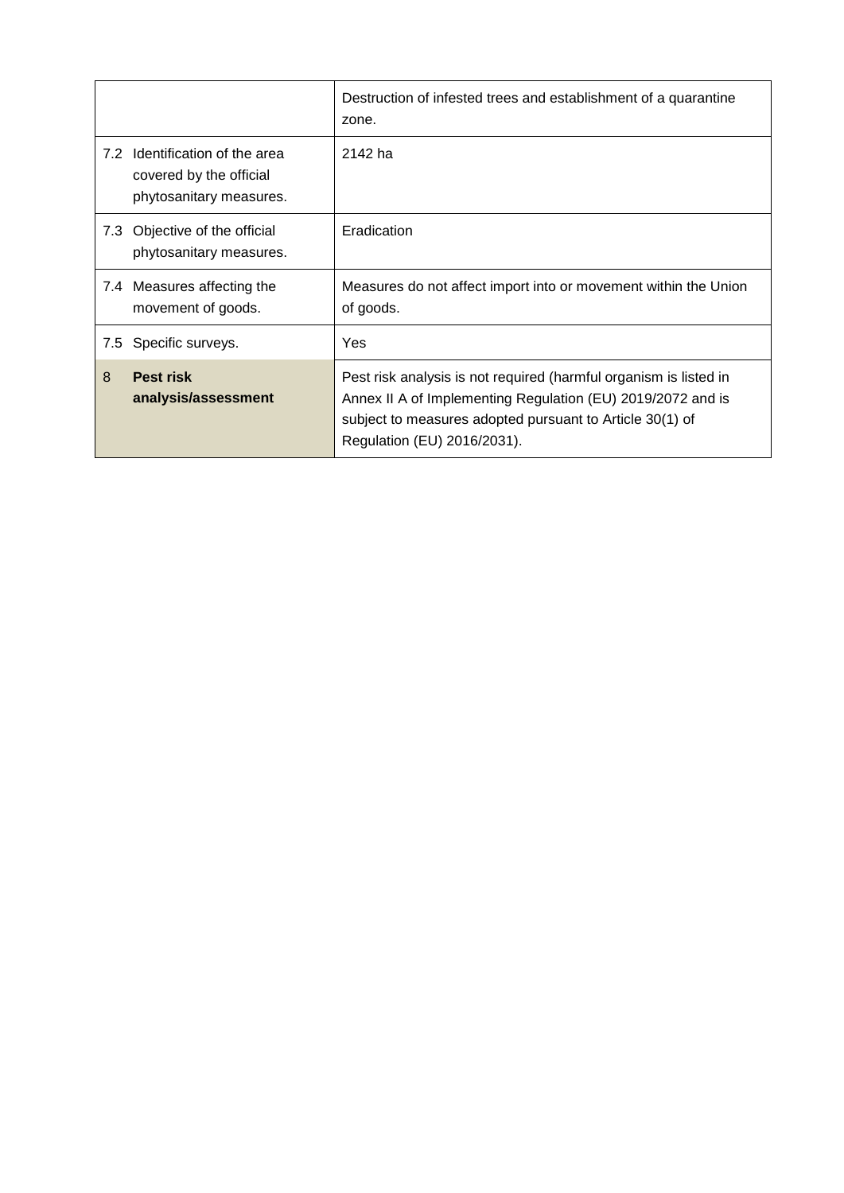| | |
|---|---|
| | Destruction of infested trees and establishment of a quarantine zone. |
| 7.2 Identification of the area covered by the official phytosanitary measures. | 2142 ha |
| 7.3 Objective of the official phytosanitary measures. | Eradication |
| 7.4 Measures affecting the movement of goods. | Measures do not affect import into or movement within the Union of goods. |
| 7.5 Specific surveys. | Yes |
| 8 **Pest risk analysis/assessment** | Pest risk analysis is not required (harmful organism is listed in Annex II A of Implementing Regulation (EU) 2019/2072 and is subject to measures adopted pursuant to Article 30(1) of Regulation (EU) 2016/2031). |